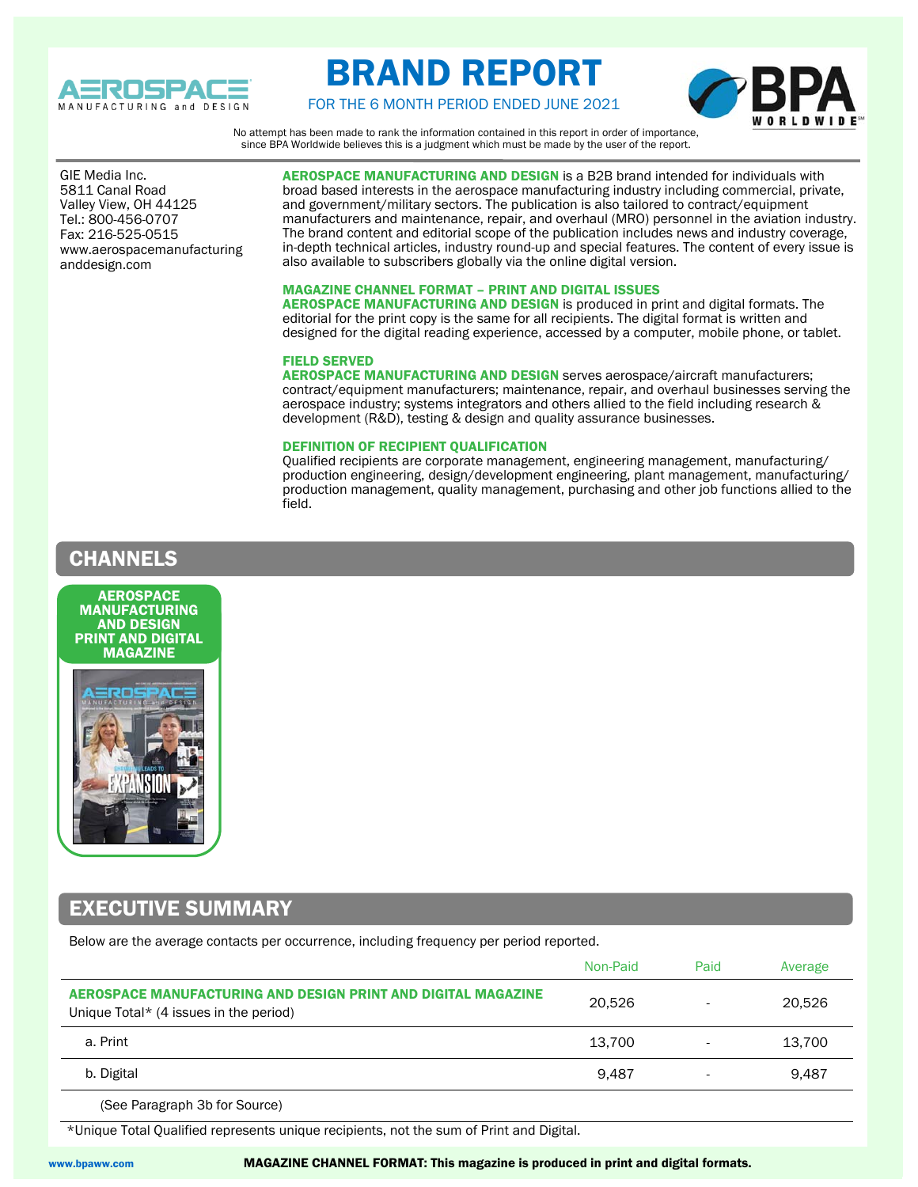# BRAND REPORT

FOR THE 6 MONTH PERIOD ENDED JUNE 2021

No attempt has been made to rank the information contained in this report in order of importance, since BPA Worldwide believes this is a judgment which must be made by the user of the report.

GIE Media Inc.
5811 Canal Road
Valley View, OH 44125
Tel.: 800-456-0707
Fax: 216-525-0515
www.aerospacemanufacturinganddesign.com

**AEROSPACE MANUFACTURING AND DESIGN** is a B2B brand intended for individuals with broad based interests in the aerospace manufacturing industry including commercial, private, and government/military sectors. The publication is also tailored to contract/equipment manufacturers and maintenance, repair, and overhaul (MRO) personnel in the aviation industry. The brand content and editorial scope of the publication includes news and industry coverage, in-depth technical articles, industry round-up and special features. The content of every issue is also available to subscribers globally via the online digital version.

### MAGAZINE CHANNEL FORMAT – PRINT AND DIGITAL ISSUES

**AEROSPACE MANUFACTURING AND DESIGN** is produced in print and digital formats. The editorial for the print copy is the same for all recipients. The digital format is written and designed for the digital reading experience, accessed by a computer, mobile phone, or tablet.

### FIELD SERVED

**AEROSPACE MANUFACTURING AND DESIGN** serves aerospace/aircraft manufacturers; contract/equipment manufacturers; maintenance, repair, and overhaul businesses serving the aerospace industry; systems integrators and others allied to the field including research & development (R&D), testing & design and quality assurance businesses.

### DEFINITION OF RECIPIENT QUALIFICATION

Qualified recipients are corporate management, engineering management, manufacturing/production engineering, design/development engineering, plant management, manufacturing/production management, quality management, purchasing and other job functions allied to the field.

## CHANNELS

**AEROSPACE MANUFACTURING AND DESIGN PRINT AND DIGITAL MAGAZINE**

## EXECUTIVE SUMMARY

Below are the average contacts per occurrence, including frequency per period reported.

| | Non-Paid | Paid | Average |
|---|---|---|---|
| **AEROSPACE MANUFACTURING AND DESIGN PRINT AND DIGITAL MAGAZINE** Unique Total* (4 issues in the period) | 20,526 | - | 20,526 |
| a. Print | 13,700 | - | 13,700 |
| b. Digital | 9,487 | - | 9,487 |
| (See Paragraph 3b for Source) | | | |

*Unique Total Qualified represents unique recipients, not the sum of Print and Digital.

**MAGAZINE CHANNEL FORMAT: This magazine is produced in print and digital formats.**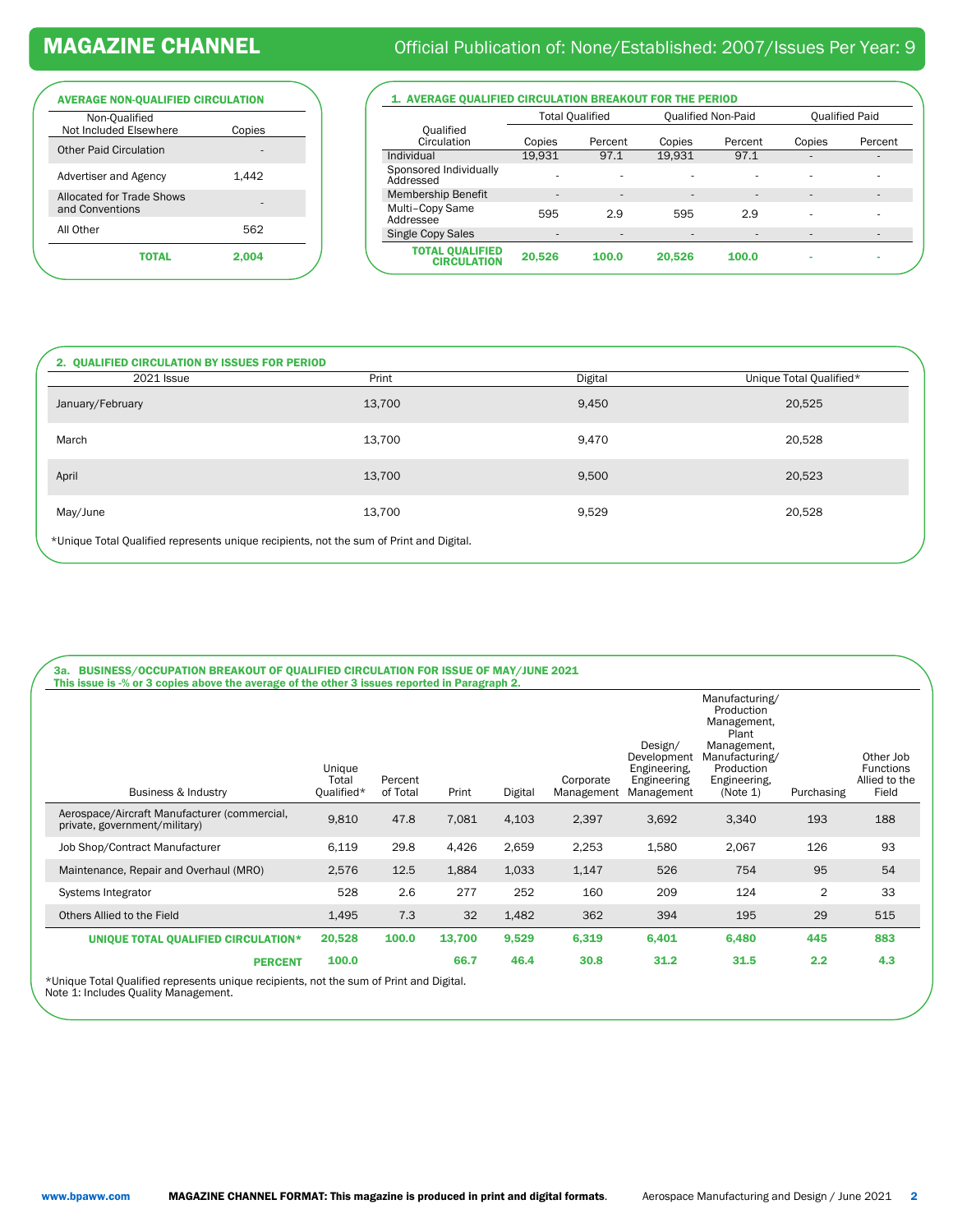## MAGAZINE CHANNEL

Official Publication of: None/Established: 2007/Issues Per Year: 9

### AVERAGE NON-QUALIFIED CIRCULATION

| Non-Qualified Not Included Elsewhere | Copies |
|---|---|
| Other Paid Circulation | - |
| Advertiser and Agency | 1,442 |
| Allocated for Trade Shows and Conventions | - |
| All Other | 562 |
| **TOTAL** | **2,004** |

### 1. AVERAGE QUALIFIED CIRCULATION BREAKOUT FOR THE PERIOD

| Qualified Circulation | Total Qualified | | Qualified Non-Paid | | Qualified Paid | |
|---|---|---|---|---|---|---|
| | Copies | Percent | Copies | Percent | Copies | Percent |
| Individual | 19,931 | 97.1 | 19,931 | 97.1 | - | - |
| Sponsored Individually Addressed | - | - | - | - | - | - |
| Membership Benefit | - | - | - | - | - | - |
| Multi-Copy Same Addressee | 595 | 2.9 | 595 | 2.9 | - | - |
| Single Copy Sales | - | - | - | - | - | - |
| **TOTAL QUALIFIED CIRCULATION** | **20,526** | **100.0** | **20,526** | **100.0** | **-** | **-** |

### 2. QUALIFIED CIRCULATION BY ISSUES FOR PERIOD

| 2021 Issue | Print | Digital | Unique Total Qualified* |
|---|---|---|---|
| January/February | 13,700 | 9,450 | 20,525 |
| March | 13,700 | 9,470 | 20,528 |
| April | 13,700 | 9,500 | 20,523 |
| May/June | 13,700 | 9,529 | 20,528 |

*Unique Total Qualified represents unique recipients, not the sum of Print and Digital.

### 3a. BUSINESS/OCCUPATION BREAKOUT OF QUALIFIED CIRCULATION FOR ISSUE OF MAY/JUNE 2021

This issue is -% or 3 copies above the average of the other 3 issues reported in Paragraph 2.

| Business & Industry | Unique Total Qualified* | Percent of Total | Print | Digital | Corporate Management | Design/ Development Engineering, Engineering Management | Manufacturing/ Production Management, Plant Management, Manufacturing/ Production Engineering, (Note 1) | Purchasing | Other Job Functions Allied to the Field |
|---|---|---|---|---|---|---|---|---|---|
| Aerospace/Aircraft Manufacturer (commercial, private, government/military) | 9,810 | 47.8 | 7,081 | 4,103 | 2,397 | 3,692 | 3,340 | 193 | 188 |
| Job Shop/Contract Manufacturer | 6,119 | 29.8 | 4,426 | 2,659 | 2,253 | 1,580 | 2,067 | 126 | 93 |
| Maintenance, Repair and Overhaul (MRO) | 2,576 | 12.5 | 1,884 | 1,033 | 1,147 | 526 | 754 | 95 | 54 |
| Systems Integrator | 528 | 2.6 | 277 | 252 | 160 | 209 | 124 | 2 | 33 |
| Others Allied to the Field | 1,495 | 7.3 | 32 | 1,482 | 362 | 394 | 195 | 29 | 515 |
| **UNIQUE TOTAL QUALIFIED CIRCULATION*** | **20,528** | **100.0** | **13,700** | **9,529** | **6,319** | **6,401** | **6,480** | **445** | **883** |
| **PERCENT** | **100.0** | | **66.7** | **46.4** | **30.8** | **31.2** | **31.5** | **2.2** | **4.3** |

*Unique Total Qualified represents unique recipients, not the sum of Print and Digital.
Note 1: Includes Quality Management.

**MAGAZINE CHANNEL FORMAT: This magazine is produced in print and digital formats**.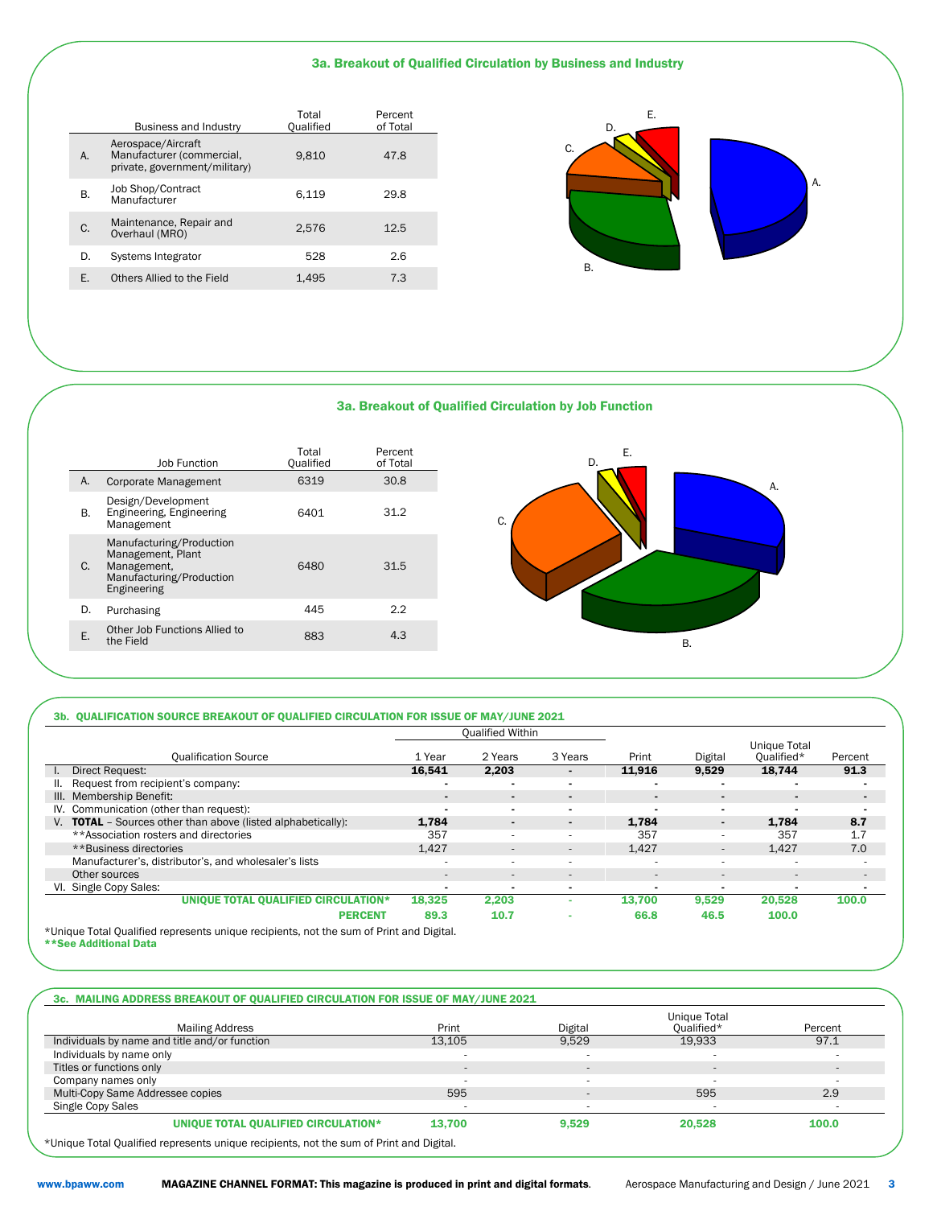## 3a. Breakout of Qualified Circulation by Business and Industry

| | Business and Industry | Total Qualified | Percent of Total |
|---|---|---|---|
| A. | Aerospace/Aircraft Manufacturer (commercial, private, government/military) | 9,810 | 47.8 |
| B. | Job Shop/Contract Manufacturer | 6,119 | 29.8 |
| C. | Maintenance, Repair and Overhaul (MRO) | 2,576 | 12.5 |
| D. | Systems Integrator | 528 | 2.6 |
| E. | Others Allied to the Field | 1,495 | 7.3 |

## 3a. Breakout of Qualified Circulation by Job Function

| | Job Function | Total Qualified | Percent of Total |
|---|---|---|---|
| A. | Corporate Management | 6319 | 30.8 |
| B. | Design/Development Engineering, Engineering Management | 6401 | 31.2 |
| C. | Manufacturing/Production Management, Plant Management, Manufacturing/Production Engineering | 6480 | 31.5 |
| D. | Purchasing | 445 | 2.2 |
| E. | Other Job Functions Allied to the Field | 883 | 4.3 |

## 3b. QUALIFICATION SOURCE BREAKOUT OF QUALIFIED CIRCULATION FOR ISSUE OF MAY/JUNE 2021

| | Qualified Within | | | | | | |
|---|---|---|---|---|---|---|---|
| Qualification Source | 1 Year | 2 Years | 3 Years | Print | Digital | Unique Total Qualified* | Percent |
| I. Direct Request: | **16,541** | **2,203** | - | **11,916** | **9,529** | **18,744** | **91.3** |
| II. Request from recipient's company: | - | - | - | - | - | - | - |
| III. Membership Benefit: | - | - | - | - | - | - | - |
| IV. Communication (other than request): | - | - | - | - | - | - | - |
| V. **TOTAL** – Sources other than above (listed alphabetically): | **1,784** | - | - | **1,784** | - | **1,784** | **8.7** |
| **Association rosters and directories | 357 | - | - | 357 | - | 357 | 1.7 |
| **Business directories | 1,427 | - | - | 1,427 | - | 1,427 | 7.0 |
| Manufacturer's, distributor's, and wholesaler's lists | - | - | - | - | - | - | - |
| Other sources | - | - | - | - | - | - | - |
| VI. Single Copy Sales: | - | - | - | - | - | - | - |
| **UNIQUE TOTAL QUALIFIED CIRCULATION*** | **18,325** | **2,203** | - | **13,700** | **9,529** | **20,528** | **100.0** |
| **PERCENT** | **89.3** | **10.7** | - | **66.8** | **46.5** | **100.0** | |

*Unique Total Qualified represents unique recipients, not the sum of Print and Digital.
**See Additional Data**

## 3c. MAILING ADDRESS BREAKOUT OF QUALIFIED CIRCULATION FOR ISSUE OF MAY/JUNE 2021

| Mailing Address | Print | Digital | Unique Total Qualified* | Percent |
|---|---|---|---|---|
| Individuals by name and title and/or function | 13,105 | 9,529 | 19,933 | 97.1 |
| Individuals by name only | - | - | - | - |
| Titles or functions only | - | - | - | - |
| Company names only | - | - | - | - |
| Multi-Copy Same Addressee copies | 595 | - | 595 | 2.9 |
| Single Copy Sales | - | - | - | - |
| **UNIQUE TOTAL QUALIFIED CIRCULATION*** | **13,700** | **9,529** | **20,528** | **100.0** |

*Unique Total Qualified represents unique recipients, not the sum of Print and Digital.

**MAGAZINE CHANNEL FORMAT: This magazine is produced in print and digital formats.**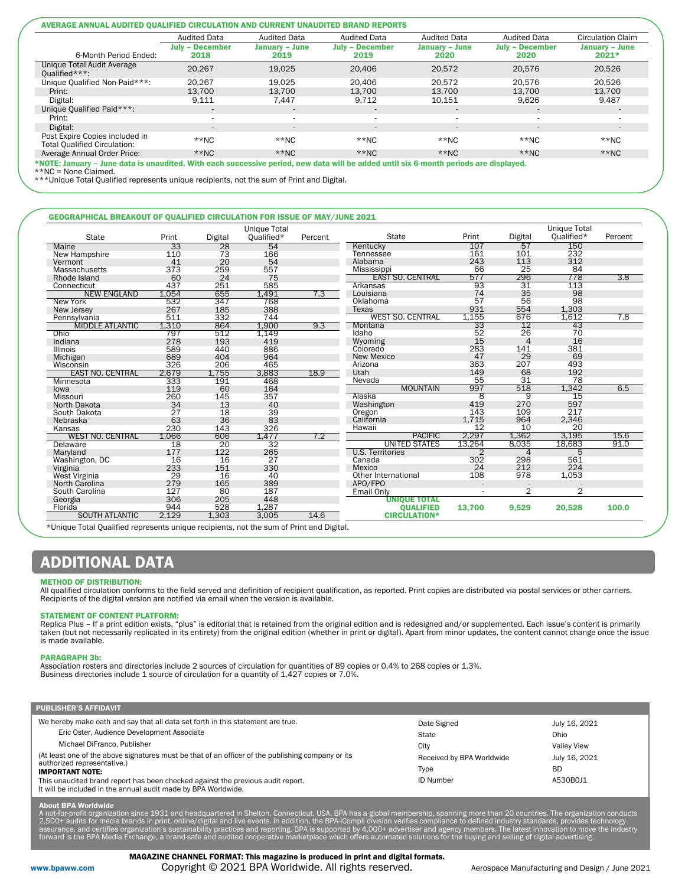## AVERAGE ANNUAL AUDITED QUALIFIED CIRCULATION AND CURRENT UNAUDITED BRAND REPORTS

| | Audited Data | Audited Data | Audited Data | Audited Data | Audited Data | Circulation Claim |
|---|---|---|---|---|---|---|
| 6-Month Period Ended: | July – December 2018 | January – June 2019 | July – December 2019 | January – June 2020 | July – December 2020 | January – June 2021* |
| Unique Total Audit Average Qualified***: | 20,267 | 19,025 | 20,406 | 20,572 | 20,576 | 20,526 |
| Unique Qualified Non-Paid***: | 20,267 | 19,025 | 20,406 | 20,572 | 20,576 | 20,526 |
| Print: | 13,700 | 13,700 | 13,700 | 13,700 | 13,700 | 13,700 |
| Digital: | 9,111 | 7,447 | 9,712 | 10,151 | 9,626 | 9,487 |
| Unique Qualified Paid***: | - | - | - | - | - | - |
| Print: | - | - | - | - | - | - |
| Digital: | - | - | - | - | - | - |
| Post Expire Copies included in Total Qualified Circulation: | **NC | **NC | **NC | **NC | **NC | **NC |
| Average Annual Order Price: | **NC | **NC | **NC | **NC | **NC | **NC |

*NOTE: January – June data is unaudited. With each successive period, new data will be added until six 6-month periods are displayed.
**NC = None Claimed.
***Unique Total Qualified represents unique recipients, not the sum of Print and Digital.

## GEOGRAPHICAL BREAKOUT OF QUALIFIED CIRCULATION FOR ISSUE OF MAY/JUNE 2021

| State | Print | Digital | Unique Total Qualified* | Percent |
|---|---|---|---|---|
| Maine | 33 | 28 | 54 | |
| New Hampshire | 110 | 73 | 166 | |
| Vermont | 41 | 20 | 54 | |
| Massachusetts | 373 | 259 | 557 | |
| Rhode Island | 60 | 24 | 75 | |
| Connecticut | 437 | 251 | 585 | |
| NEW ENGLAND | 1,054 | 655 | 1,491 | 7.3 |
| New York | 532 | 347 | 768 | |
| New Jersey | 267 | 185 | 388 | |
| Pennsylvania | 511 | 332 | 744 | |
| MIDDLE ATLANTIC | 1,310 | 864 | 1,900 | 9.3 |
| Ohio | 797 | 512 | 1,149 | |
| Indiana | 278 | 193 | 419 | |
| Illinois | 589 | 440 | 886 | |
| Michigan | 689 | 404 | 964 | |
| Wisconsin | 326 | 206 | 465 | |
| EAST NO. CENTRAL | 2,679 | 1,755 | 3,883 | 18.9 |
| Minnesota | 333 | 191 | 468 | |
| Iowa | 119 | 60 | 164 | |
| Missouri | 260 | 145 | 357 | |
| North Dakota | 34 | 13 | 40 | |
| South Dakota | 27 | 18 | 39 | |
| Nebraska | 63 | 36 | 83 | |
| Kansas | 230 | 143 | 326 | |
| WEST NO. CENTRAL | 1,066 | 606 | 1,477 | 7.2 |
| Delaware | 18 | 20 | 32 | |
| Maryland | 177 | 122 | 265 | |
| Washington, DC | 16 | 16 | 27 | |
| Virginia | 233 | 151 | 330 | |
| West Virginia | 29 | 16 | 40 | |
| North Carolina | 279 | 165 | 389 | |
| South Carolina | 127 | 80 | 187 | |
| Georgia | 306 | 205 | 448 | |
| Florida | 944 | 528 | 1,287 | |
| SOUTH ATLANTIC | 2,129 | 1,303 | 3,005 | 14.6 |
| Kentucky | 107 | 57 | 150 | |
| Tennessee | 161 | 101 | 232 | |
| Alabama | 243 | 113 | 312 | |
| Mississippi | 66 | 25 | 84 | |
| EAST SO. CENTRAL | 577 | 296 | 778 | 3.8 |
| Arkansas | 93 | 31 | 113 | |
| Louisiana | 74 | 35 | 98 | |
| Oklahoma | 57 | 56 | 98 | |
| Texas | 931 | 554 | 1,303 | |
| WEST SO. CENTRAL | 1,155 | 676 | 1,612 | 7.8 |
| Montana | 33 | 12 | 43 | |
| Idaho | 52 | 26 | 70 | |
| Wyoming | 15 | 4 | 16 | |
| Colorado | 283 | 141 | 381 | |
| New Mexico | 47 | 29 | 69 | |
| Arizona | 363 | 207 | 493 | |
| Utah | 149 | 68 | 192 | |
| Nevada | 55 | 31 | 78 | |
| MOUNTAIN | 997 | 518 | 1,342 | 6.5 |
| Alaska | 8 | 9 | 15 | |
| Washington | 419 | 270 | 597 | |
| Oregon | 143 | 109 | 217 | |
| California | 1,715 | 964 | 2,346 | |
| Hawaii | 12 | 10 | 20 | |
| PACIFIC | 2,297 | 1,362 | 3,195 | 15.6 |
| UNITED STATES | 13,264 | 8,035 | 18,683 | 91.0 |
| U.S. Territories | 2 | 4 | 5 | |
| Canada | 302 | 298 | 561 | |
| Mexico | 24 | 212 | 224 | |
| Other International | 108 | 978 | 1,053 | |
| APO/FPO | - | - | - | |
| Email Only | - | 2 | 2 | |
| **UNIQUE TOTAL QUALIFIED CIRCULATION*** | **13,700** | **9,529** | **20,528** | **100.0** |

*Unique Total Qualified represents unique recipients, not the sum of Print and Digital.

# ADDITIONAL DATA

**METHOD OF DISTRIBUTION:**
All qualified circulation conforms to the field served and definition of recipient qualification, as reported. Print copies are distributed via postal services or other carriers. Recipients of the digital version are notified via email when the version is available.

**STATEMENT OF CONTENT PLATFORM:**
Replica Plus – If a print edition exists, "plus" is editorial that is retained from the original edition and is redesigned and/or supplemented. Each issue's content is primarily taken (but not necessarily replicated in its entirety) from the original edition (whether in print or digital). Apart from minor updates, the content cannot change once the issue is made available.

**PARAGRAPH 3b:**
Association rosters and directories include 2 sources of circulation for quantities of 89 copies or 0.4% to 268 copies or 1.3%.
Business directories include 1 source of circulation for a quantity of 1,427 copies or 7.0%.

## PUBLISHER'S AFFIDAVIT

We hereby make oath and say that all data set forth in this statement are true.

Eric Oster, Audience Development Associate

Michael DiFranco, Publisher

(At least one of the above signatures must be that of an officer of the publishing company or its authorized representative.)

**IMPORTANT NOTE:**
This unaudited brand report has been checked against the previous audit report.
It will be included in the annual audit made by BPA Worldwide.

| | |
|---|---|
| Date Signed | July 16, 2021 |
| State | Ohio |
| City | Valley View |
| Received by BPA Worldwide | July 16, 2021 |
| Type | BD |
| ID Number | A530B0J1 |

**About BPA Worldwide**
A not-for-profit organization since 1931 and headquartered in Shelton, Connecticut, USA, BPA has a global membership, spanning more than 20 countries. The organization conducts 2,500+ audits for media brands in print, online/digital and live events. In addition, the BPA-iCompli division verifies compliance to defined industry standards, provides technology assurance, and certifies organization's sustainability practices and reporting. BPA is supported by 4,000+ advertiser and agency members. The latest innovation to move the industry forward is the BPA Media Exchange, a brand-safe and audited cooperative marketplace which offers automated solutions for the buying and selling of digital advertising.

**MAGAZINE CHANNEL FORMAT: This magazine is produced in print and digital formats.**

www.bpaww.com

Copyright © 2021 BPA Worldwide. All rights reserved.

Aerospace Manufacturing and Design / June 2021